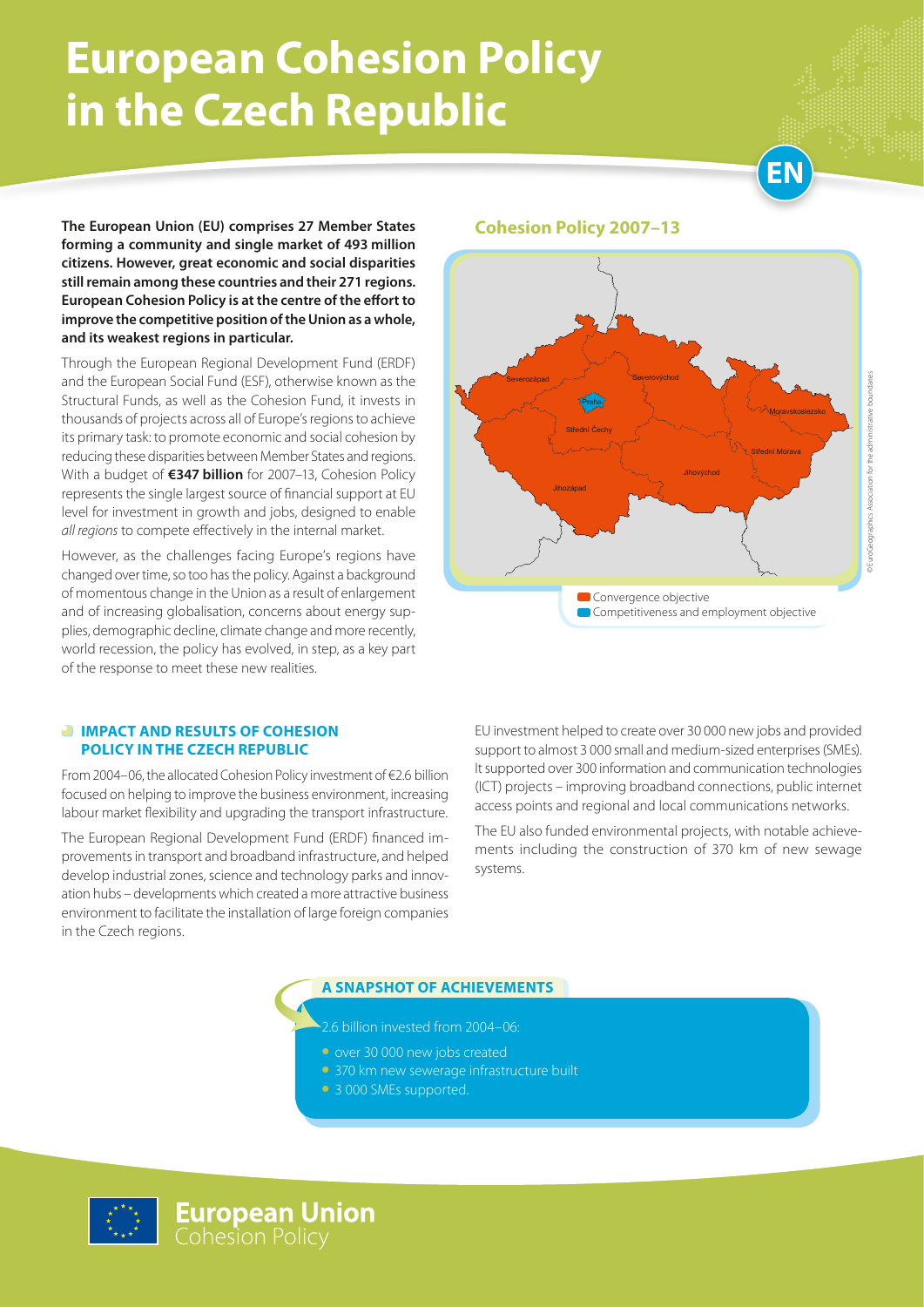# European Cohesion Policy in the Czech Republic

**The European Union (EU) comprises 27 Member States forming a community and single market of 493 million citizens. However, great economic and social disparities still remain among these countries and their 271 regions. European Cohesion Policy is at the centre of the effort to improve the competitive position of the Union as a whole, and its weakest regions in particular.**

Through the European Regional Development Fund (ERDF) and the European Social Fund (ESF), otherwise known as the Structural Funds, as well as the Cohesion Fund, it invests in thousands of projects across all of Europe's regions to achieve its primary task: to promote economic and social cohesion by reducing these disparities between Member States and regions. With a budget of **€347 billion** for 2007–13, Cohesion Policy represents the single largest source of financial support at EU level for investment in growth and jobs, designed to enable *all regions* to compete effectively in the internal market.

However, as the challenges facing Europe's regions have changed over time, so too has the policy. Against a background of momentous change in the Union as a result of enlargement and of increasing globalisation, concerns about energy supplies, demographic decline, climate change and more recently, world recession, the policy has evolved, in step, as a key part of the response to meet these new realities.

## Cohesion Policy 2007–13

Severozápad, Severovýchod, Praha, Střední Čechy, Moravskoslezsko, Střední Morava, Jihovýchod, Jihozápad

- Convergence objective
- Competitiveness and employment objective

©EuroGeographics Association for the administrative boundaries

## IMPACT AND RESULTS OF COHESION POLICY IN THE CZECH REPUBLIC

From 2004–06, the allocated Cohesion Policy investment of €2.6 billion focused on helping to improve the business environment, increasing labour market flexibility and upgrading the transport infrastructure.

The European Regional Development Fund (ERDF) financed improvements in transport and broadband infrastructure, and helped develop industrial zones, science and technology parks and innovation hubs – developments which created a more attractive business environment to facilitate the installation of large foreign companies in the Czech regions.

EU investment helped to create over 30 000 new jobs and provided support to almost 3 000 small and medium-sized enterprises (SMEs). It supported over 300 information and communication technologies (ICT) projects – improving broadband connections, public internet access points and regional and local communications networks.

The EU also funded environmental projects, with notable achievements including the construction of 370 km of new sewage systems.

### A SNAPSHOT OF ACHIEVEMENTS

2.6 billion invested from 2004–06:

- over 30 000 new jobs created
- 370 km new sewerage infrastructure built
- 3 000 SMEs supported.

**European Union**
Cohesion Policy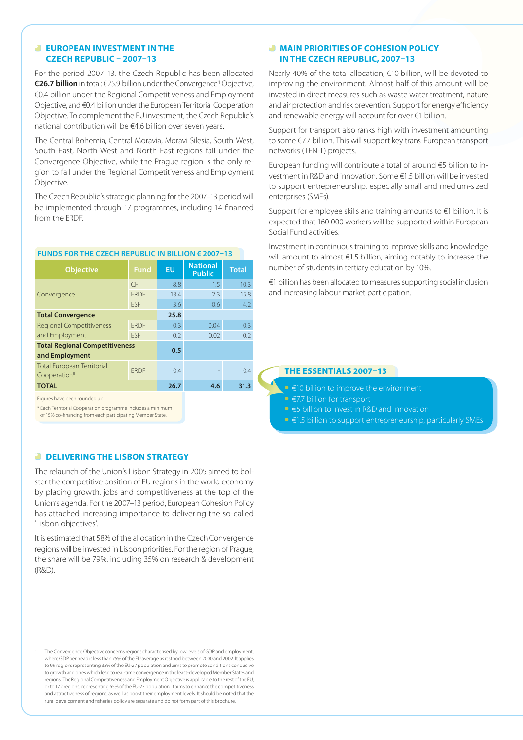## EUROPEAN INVESTMENT IN THE CZECH REPUBLIC – 2007–13

For the period 2007–13, the Czech Republic has been allocated **€26.7 billion** in total: €25.9 billion under the Convergence[1] Objective, €0.4 billion under the Regional Competitiveness and Employment Objective, and €0.4 billion under the European Territorial Cooperation Objective. To complement the EU investment, the Czech Republic's national contribution will be €4.6 billion over seven years.

The Central Bohemia, Central Moravia, Moravi Silesia, South-West, South-East, North-West and North-East regions fall under the Convergence Objective, while the Prague region is the only region to fall under the Regional Competitiveness and Employment Objective.

The Czech Republic's strategic planning for the 2007–13 period will be implemented through 17 programmes, including 14 financed from the ERDF.

### FUNDS FOR THE CZECH REPUBLIC IN BILLION € 2007–13

| Objective | Fund | EU | National Public | Total |
|---|---|---|---|---|
| Convergence | CF | 8.8 | 1.5 | 10.3 |
| | ERDF | 13.4 | 2.3 | 15.8 |
| | ESF | 3.6 | 0.6 | 4.2 |
| **Total Convergence** | | **25.8** | | |
| Regional Competitiveness and Employment | ERDF | 0.3 | 0.04 | 0.3 |
| | ESF | 0.2 | 0.02 | 0.2 |
| **Total Regional Competitiveness and Employment** | | **0.5** | | |
| Total European Territorial Cooperation* | ERDF | 0.4 | - | 0.4 |
| **TOTAL** | | **26.7** | **4.6** | **31.3** |

Figures have been rounded up

* Each Territorial Cooperation programme includes a minimum of 15% co-financing from each participating Member State.

## DELIVERING THE LISBON STRATEGY

The relaunch of the Union's Lisbon Strategy in 2005 aimed to bolster the competitive position of EU regions in the world economy by placing growth, jobs and competitiveness at the top of the Union's agenda. For the 2007–13 period, European Cohesion Policy has attached increasing importance to delivering the so-called 'Lisbon objectives'.

It is estimated that 58% of the allocation in the Czech Convergence regions will be invested in Lisbon priorities. For the region of Prague, the share will be 79%, including 35% on research & development (R&D).

## MAIN PRIORITIES OF COHESION POLICY IN THE CZECH REPUBLIC, 2007–13

Nearly 40% of the total allocation, €10 billion, will be devoted to improving the environment. Almost half of this amount will be invested in direct measures such as waste water treatment, nature and air protection and risk prevention. Support for energy efficiency and renewable energy will account for over €1 billion.

Support for transport also ranks high with investment amounting to some €7.7 billion. This will support key trans-European transport networks (TEN-T) projects.

European funding will contribute a total of around €5 billion to investment in R&D and innovation. Some €1.5 billion will be invested to support entrepreneurship, especially small and medium-sized enterprises (SMEs).

Support for employee skills and training amounts to €1 billion. It is expected that 160 000 workers will be supported within European Social Fund activities.

Investment in continuous training to improve skills and knowledge will amount to almost €1.5 billion, aiming notably to increase the number of students in tertiary education by 10%.

€1 billion has been allocated to measures supporting social inclusion and increasing labour market participation.

### THE ESSENTIALS 2007–13

- €10 billion to improve the environment
- €7.7 billion for transport
- €5 billion to invest in R&D and innovation
- €1.5 billion to support entrepreneurship, particularly SMEs

---

1 The Convergence Objective concerns regions characterised by low levels of GDP and employment, where GDP per head is less than 75% of the EU average as it stood between 2000 and 2002. It applies to 99 regions representing 35% of the EU-27 population and aims to promote conditions conducive to growth and ones which lead to real-time convergence in the least-developed Member States and regions. The Regional Competitiveness and Employment Objective is applicable to the rest of the EU, or to 172 regions, representing 65% of the EU-27 population. It aims to enhance the competitiveness and attractiveness of regions, as well as boost their employment levels. It should be noted that the rural development and fisheries policy are separate and do not form part of this brochure.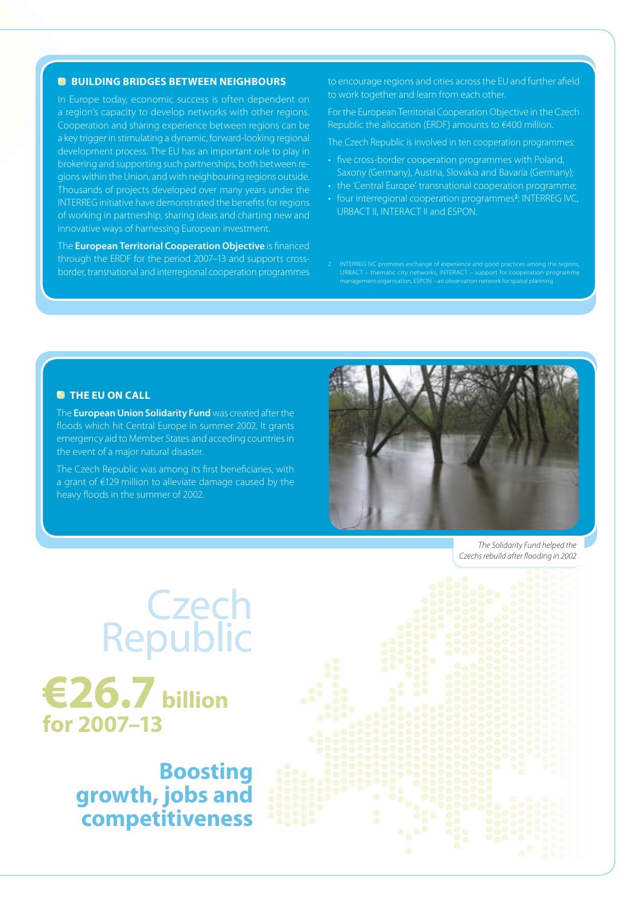## BUILDING BRIDGES BETWEEN NEIGHBOURS

In Europe today, economic success is often dependent on a region's capacity to develop networks with other regions. Cooperation and sharing experience between regions can be a key trigger in stimulating a dynamic, forward-looking regional development process. The EU has an important role to play in brokering and supporting such partnerships, both between regions within the Union, and with neighbouring regions outside. Thousands of projects developed over many years under the INTERREG initiative have demonstrated the benefits for regions of working in partnership, sharing ideas and charting new and innovative ways of harnessing European investment.

The **European Territorial Cooperation Objective** is financed through the ERDF for the period 2007–13 and supports cross-border, transnational and interregional cooperation programmes to encourage regions and cities across the EU and further afield to work together and learn from each other.

For the European Territorial Cooperation Objective in the Czech Republic the allocation (ERDF) amounts to €400 million.

The Czech Republic is involved in ten cooperation programmes:

- five cross-border cooperation programmes with Poland, Saxony (Germany), Austria, Slovakia and Bavaria (Germany);
- the 'Central Europe' transnational cooperation programme;
- four interregional cooperation programmes[2]: INTERREG IVC, URBACT II, INTERACT II and ESPON.

[2] INTERREG IVC promotes exchange of experience and good practices among the regions, URBACT – thematic city networks, INTERACT – support for cooperation programme management organisation, ESPON – an observation network for spatial planning.

## THE EU ON CALL

The **European Union Solidarity Fund** was created after the floods which hit Central Europe in summer 2002. It grants emergency aid to Member States and acceding countries in the event of a major natural disaster.

The Czech Republic was among its first beneficiaries, with a grant of €129 million to alleviate damage caused by the heavy floods in the summer of 2002.

*The Solidarity Fund helped the Czechs rebuild after flooding in 2002*

# Czech Republic

**€26.7 billion for 2007–13**

**Boosting growth, jobs and competitiveness**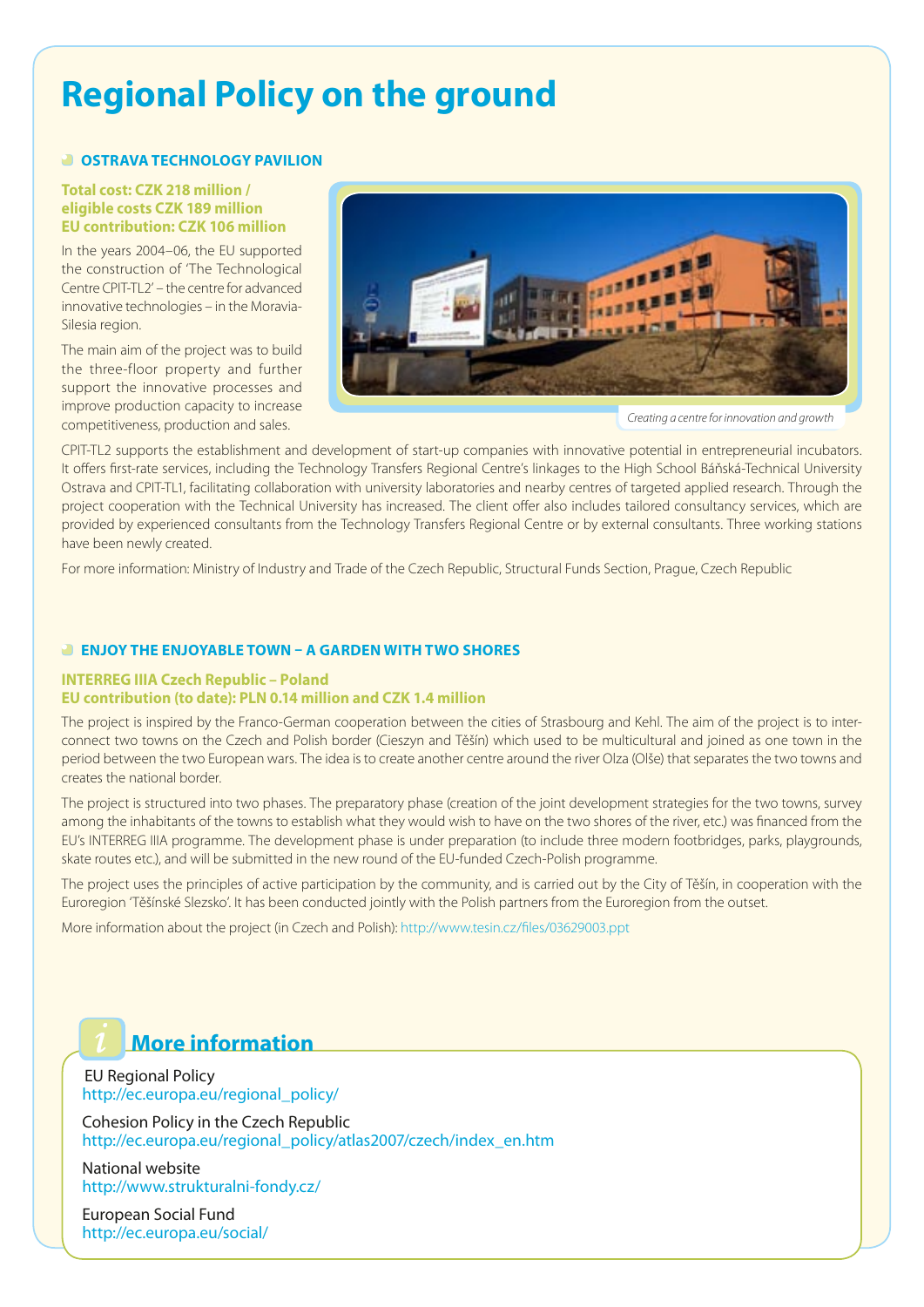# Regional Policy on the ground

## OSTRAVA TECHNOLOGY PAVILION

**Total cost: CZK 218 million / eligible costs CZK 189 million**
**EU contribution: CZK 106 million**

In the years 2004–06, the EU supported the construction of 'The Technological Centre CPIT-TL2' – the centre for advanced innovative technologies – in the Moravia-Silesia region.

The main aim of the project was to build the three-floor property and further support the innovative processes and improve production capacity to increase competitiveness, production and sales.

*Creating a centre for innovation and growth*

CPIT-TL2 supports the establishment and development of start-up companies with innovative potential in entrepreneurial incubators. It offers first-rate services, including the Technology Transfers Regional Centre's linkages to the High School Báňská-Technical University Ostrava and CPIT-TL1, facilitating collaboration with university laboratories and nearby centres of targeted applied research. Through the project cooperation with the Technical University has increased. The client offer also includes tailored consultancy services, which are provided by experienced consultants from the Technology Transfers Regional Centre or by external consultants. Three working stations have been newly created.

For more information: Ministry of Industry and Trade of the Czech Republic, Structural Funds Section, Prague, Czech Republic

## ENJOY THE ENJOYABLE TOWN – A GARDEN WITH TWO SHORES

**INTERREG IIIA Czech Republic – Poland**
**EU contribution (to date): PLN 0.14 million and CZK 1.4 million**

The project is inspired by the Franco-German cooperation between the cities of Strasbourg and Kehl. The aim of the project is to interconnect two towns on the Czech and Polish border (Cieszyn and Těšín) which used to be multicultural and joined as one town in the period between the two European wars. The idea is to create another centre around the river Olza (Olše) that separates the two towns and creates the national border.

The project is structured into two phases. The preparatory phase (creation of the joint development strategies for the two towns, survey among the inhabitants of the towns to establish what they would wish to have on the two shores of the river, etc.) was financed from the EU's INTERREG IIIA programme. The development phase is under preparation (to include three modern footbridges, parks, playgrounds, skate routes etc.), and will be submitted in the new round of the EU-funded Czech-Polish programme.

The project uses the principles of active participation by the community, and is carried out by the City of Těšín, in cooperation with the Euroregion 'Těšínské Slezsko'. It has been conducted jointly with the Polish partners from the Euroregion from the outset.

More information about the project (in Czech and Polish): http://www.tesin.cz/files/03629003.ppt

## More information

EU Regional Policy
http://ec.europa.eu/regional_policy/

Cohesion Policy in the Czech Republic
http://ec.europa.eu/regional_policy/atlas2007/czech/index_en.htm

National website
http://www.strukturalni-fondy.cz/

European Social Fund
http://ec.europa.eu/social/